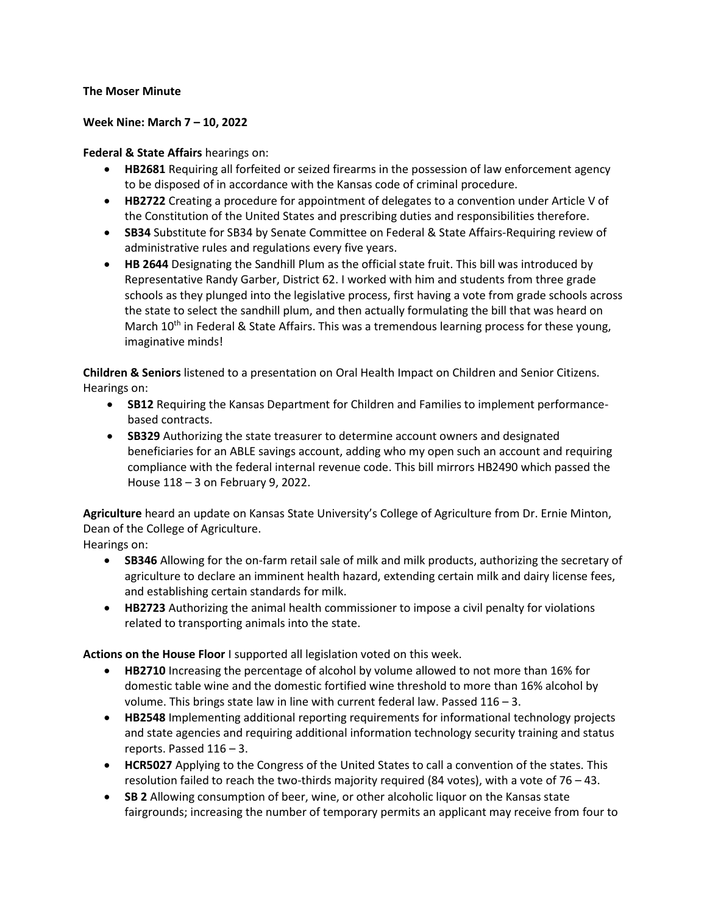**The Moser Minute**

**Week Nine: March 7 – 10, 2022**

**Federal & State Affairs** hearings on:

- **HB2681** Requiring all forfeited or seized firearms in the possession of law enforcement agency to be disposed of in accordance with the Kansas code of criminal procedure.
- **HB2722** Creating a procedure for appointment of delegates to a convention under Article V of the Constitution of the United States and prescribing duties and responsibilities therefore.
- **SB34** Substitute for SB34 by Senate Committee on Federal & State Affairs-Requiring review of administrative rules and regulations every five years.
- **HB 2644** Designating the Sandhill Plum as the official state fruit. This bill was introduced by Representative Randy Garber, District 62. I worked with him and students from three grade schools as they plunged into the legislative process, first having a vote from grade schools across the state to select the sandhill plum, and then actually formulating the bill that was heard on March 10th in Federal & State Affairs. This was a tremendous learning process for these young, imaginative minds!

**Children & Seniors** listened to a presentation on Oral Health Impact on Children and Senior Citizens.
Hearings on:

- **SB12** Requiring the Kansas Department for Children and Families to implement performance-based contracts.
- **SB329** Authorizing the state treasurer to determine account owners and designated beneficiaries for an ABLE savings account, adding who my open such an account and requiring compliance with the federal internal revenue code. This bill mirrors HB2490 which passed the House 118 – 3 on February 9, 2022.

**Agriculture** heard an update on Kansas State University's College of Agriculture from Dr. Ernie Minton, Dean of the College of Agriculture.
Hearings on:

- **SB346** Allowing for the on-farm retail sale of milk and milk products, authorizing the secretary of agriculture to declare an imminent health hazard, extending certain milk and dairy license fees, and establishing certain standards for milk.
- **HB2723** Authorizing the animal health commissioner to impose a civil penalty for violations related to transporting animals into the state.

**Actions on the House Floor** I supported all legislation voted on this week.

- **HB2710** Increasing the percentage of alcohol by volume allowed to not more than 16% for domestic table wine and the domestic fortified wine threshold to more than 16% alcohol by volume. This brings state law in line with current federal law. Passed 116 – 3.
- **HB2548** Implementing additional reporting requirements for informational technology projects and state agencies and requiring additional information technology security training and status reports. Passed 116 – 3.
- **HCR5027** Applying to the Congress of the United States to call a convention of the states. This resolution failed to reach the two-thirds majority required (84 votes), with a vote of 76 – 43.
- **SB 2** Allowing consumption of beer, wine, or other alcoholic liquor on the Kansas state fairgrounds; increasing the number of temporary permits an applicant may receive from four to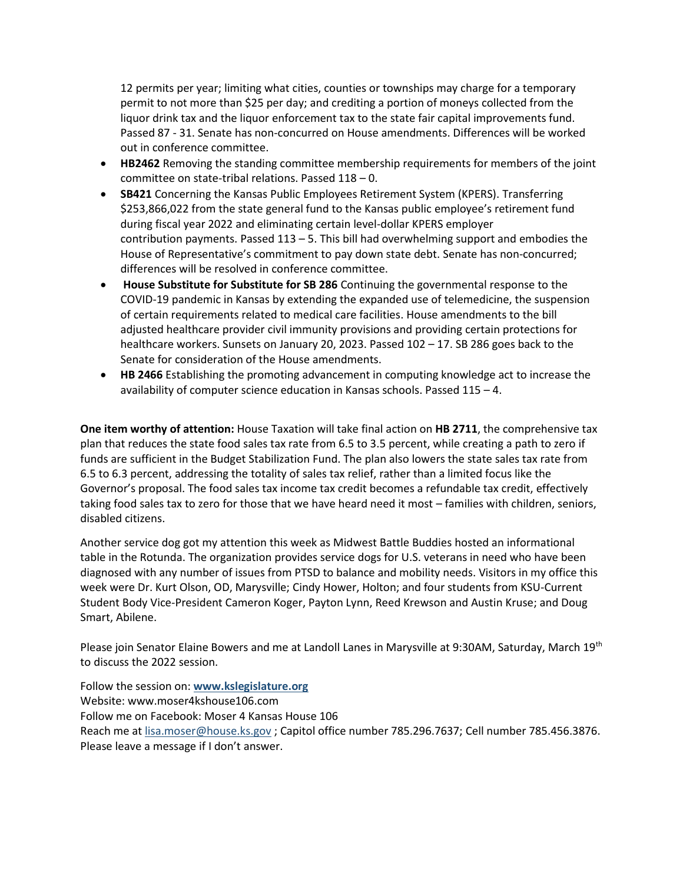12 permits per year; limiting what cities, counties or townships may charge for a temporary permit to not more than $25 per day; and crediting a portion of moneys collected from the liquor drink tax and the liquor enforcement tax to the state fair capital improvements fund. Passed 87 - 31. Senate has non-concurred on House amendments. Differences will be worked out in conference committee.

- **HB2462** Removing the standing committee membership requirements for members of the joint committee on state-tribal relations. Passed 118 – 0.
- **SB421** Concerning the Kansas Public Employees Retirement System (KPERS). Transferring $253,866,022 from the state general fund to the Kansas public employee's retirement fund during fiscal year 2022 and eliminating certain level-dollar KPERS employer contribution payments. Passed 113 – 5. This bill had overwhelming support and embodies the House of Representative's commitment to pay down state debt. Senate has non-concurred; differences will be resolved in conference committee.
- **House Substitute for Substitute for SB 286** Continuing the governmental response to the COVID-19 pandemic in Kansas by extending the expanded use of telemedicine, the suspension of certain requirements related to medical care facilities. House amendments to the bill adjusted healthcare provider civil immunity provisions and providing certain protections for healthcare workers. Sunsets on January 20, 2023. Passed 102 – 17. SB 286 goes back to the Senate for consideration of the House amendments.
- **HB 2466** Establishing the promoting advancement in computing knowledge act to increase the availability of computer science education in Kansas schools. Passed 115 – 4.

**One item worthy of attention:** House Taxation will take final action on **HB 2711**, the comprehensive tax plan that reduces the state food sales tax rate from 6.5 to 3.5 percent, while creating a path to zero if funds are sufficient in the Budget Stabilization Fund. The plan also lowers the state sales tax rate from 6.5 to 6.3 percent, addressing the totality of sales tax relief, rather than a limited focus like the Governor's proposal. The food sales tax income tax credit becomes a refundable tax credit, effectively taking food sales tax to zero for those that we have heard need it most – families with children, seniors, disabled citizens.

Another service dog got my attention this week as Midwest Battle Buddies hosted an informational table in the Rotunda. The organization provides service dogs for U.S. veterans in need who have been diagnosed with any number of issues from PTSD to balance and mobility needs. Visitors in my office this week were Dr. Kurt Olson, OD, Marysville; Cindy Hower, Holton; and four students from KSU-Current Student Body Vice-President Cameron Koger, Payton Lynn, Reed Krewson and Austin Kruse; and Doug Smart, Abilene.

Please join Senator Elaine Bowers and me at Landoll Lanes in Marysville at 9:30AM, Saturday, March 19th to discuss the 2022 session.

Follow the session on: **www.kslegislature.org**
Website: www.moser4kshouse106.com
Follow me on Facebook: Moser 4 Kansas House 106
Reach me at lisa.moser@house.ks.gov ; Capitol office number 785.296.7637; Cell number 785.456.3876. Please leave a message if I don't answer.